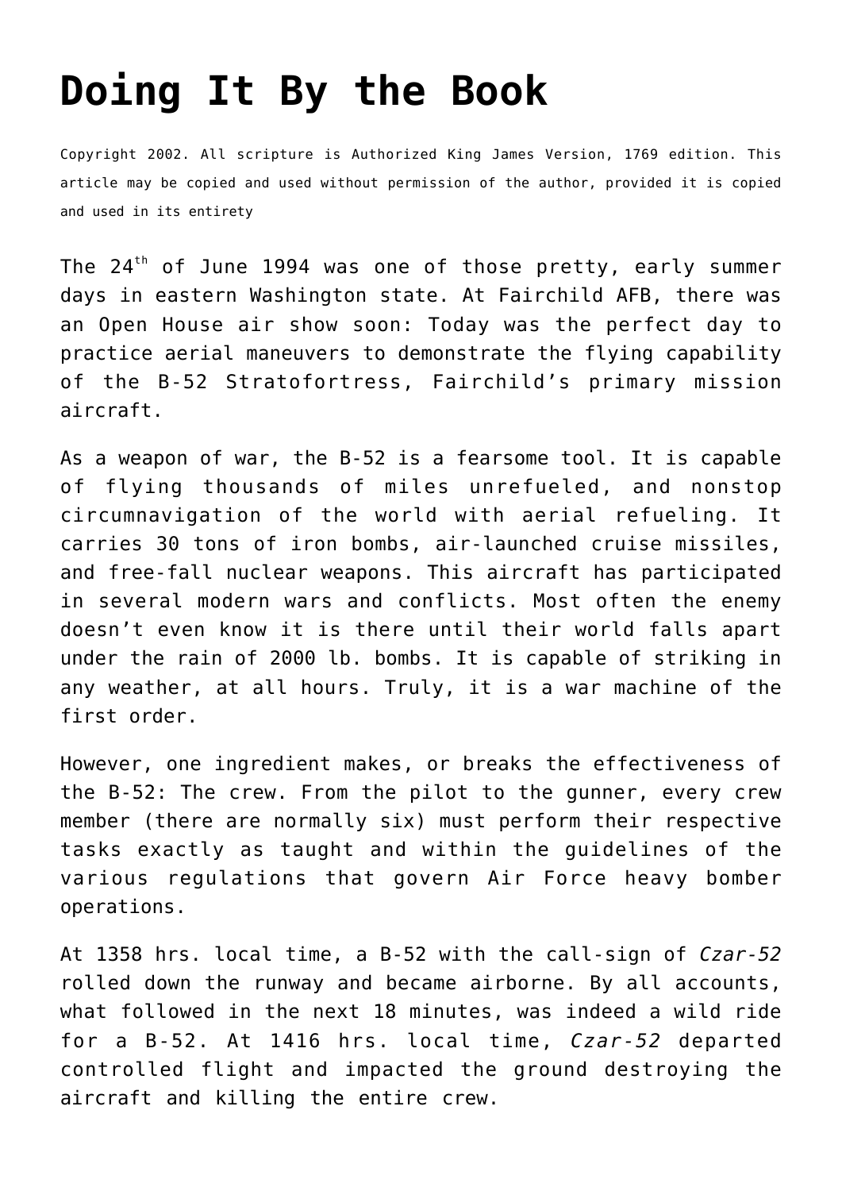# Doing It By the Book

Copyright 2002. All scripture is Authorized King James Version, 1769 edition. This article may be copied and used without permission of the author, provided it is copied and used in its entirety

The 24th of June 1994 was one of those pretty, early summer days in eastern Washington state. At Fairchild AFB, there was an Open House air show soon: Today was the perfect day to practice aerial maneuvers to demonstrate the flying capability of the B-52 Stratofortress, Fairchild's primary mission aircraft.

As a weapon of war, the B-52 is a fearsome tool. It is capable of flying thousands of miles unrefueled, and nonstop circumnavigation of the world with aerial refueling. It carries 30 tons of iron bombs, air-launched cruise missiles, and free-fall nuclear weapons. This aircraft has participated in several modern wars and conflicts. Most often the enemy doesn't even know it is there until their world falls apart under the rain of 2000 lb. bombs. It is capable of striking in any weather, at all hours. Truly, it is a war machine of the first order.

However, one ingredient makes, or breaks the effectiveness of the B-52: The crew. From the pilot to the gunner, every crew member (there are normally six) must perform their respective tasks exactly as taught and within the guidelines of the various regulations that govern Air Force heavy bomber operations.

At 1358 hrs. local time, a B-52 with the call-sign of *Czar-52* rolled down the runway and became airborne. By all accounts, what followed in the next 18 minutes, was indeed a wild ride for a B-52. At 1416 hrs. local time, *Czar-52* departed controlled flight and impacted the ground destroying the aircraft and killing the entire crew.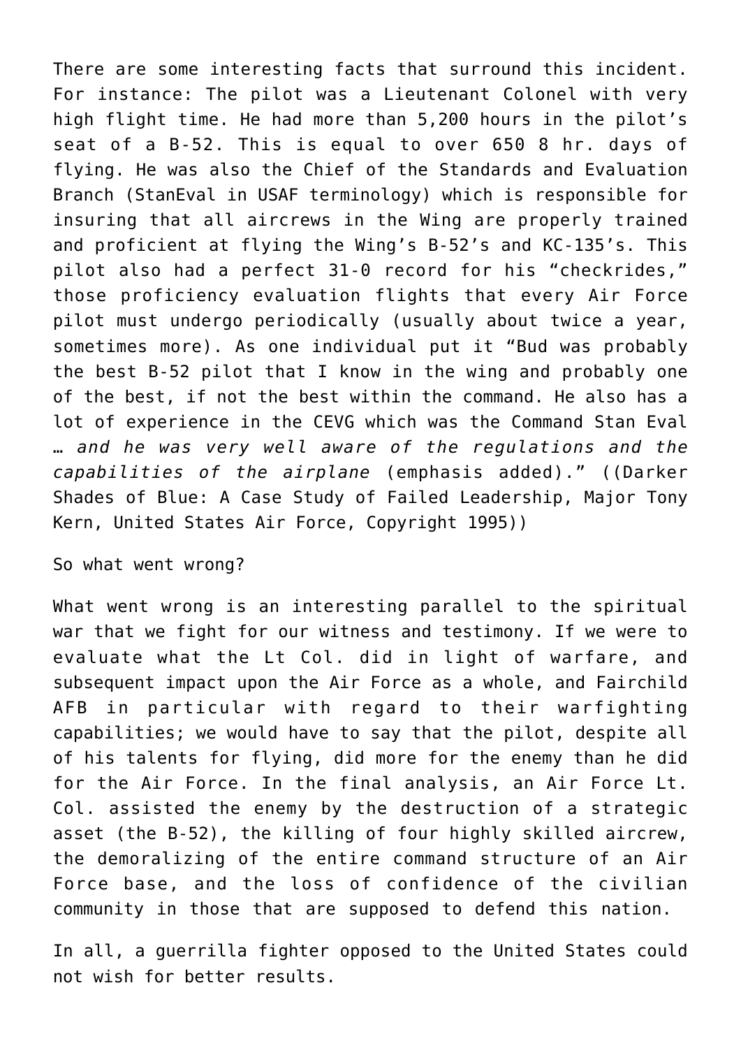There are some interesting facts that surround this incident. For instance: The pilot was a Lieutenant Colonel with very high flight time. He had more than 5,200 hours in the pilot's seat of a B-52. This is equal to over 650 8 hr. days of flying. He was also the Chief of the Standards and Evaluation Branch (StanEval in USAF terminology) which is responsible for insuring that all aircrews in the Wing are properly trained and proficient at flying the Wing's B-52's and KC-135's. This pilot also had a perfect 31-0 record for his "checkrides," those proficiency evaluation flights that every Air Force pilot must undergo periodically (usually about twice a year, sometimes more). As one individual put it "Bud was probably the best B-52 pilot that I know in the wing and probably one of the best, if not the best within the command. He also has a lot of experience in the CEVG which was the Command Stan Eval … *and he was very well aware of the regulations and the capabilities of the airplane* (emphasis added)." ((Darker Shades of Blue: A Case Study of Failed Leadership, Major Tony Kern, United States Air Force, Copyright 1995))

So what went wrong?

What went wrong is an interesting parallel to the spiritual war that we fight for our witness and testimony. If we were to evaluate what the Lt Col. did in light of warfare, and subsequent impact upon the Air Force as a whole, and Fairchild AFB in particular with regard to their warfighting capabilities; we would have to say that the pilot, despite all of his talents for flying, did more for the enemy than he did for the Air Force. In the final analysis, an Air Force Lt. Col. assisted the enemy by the destruction of a strategic asset (the B-52), the killing of four highly skilled aircrew, the demoralizing of the entire command structure of an Air Force base, and the loss of confidence of the civilian community in those that are supposed to defend this nation.

In all, a guerrilla fighter opposed to the United States could not wish for better results.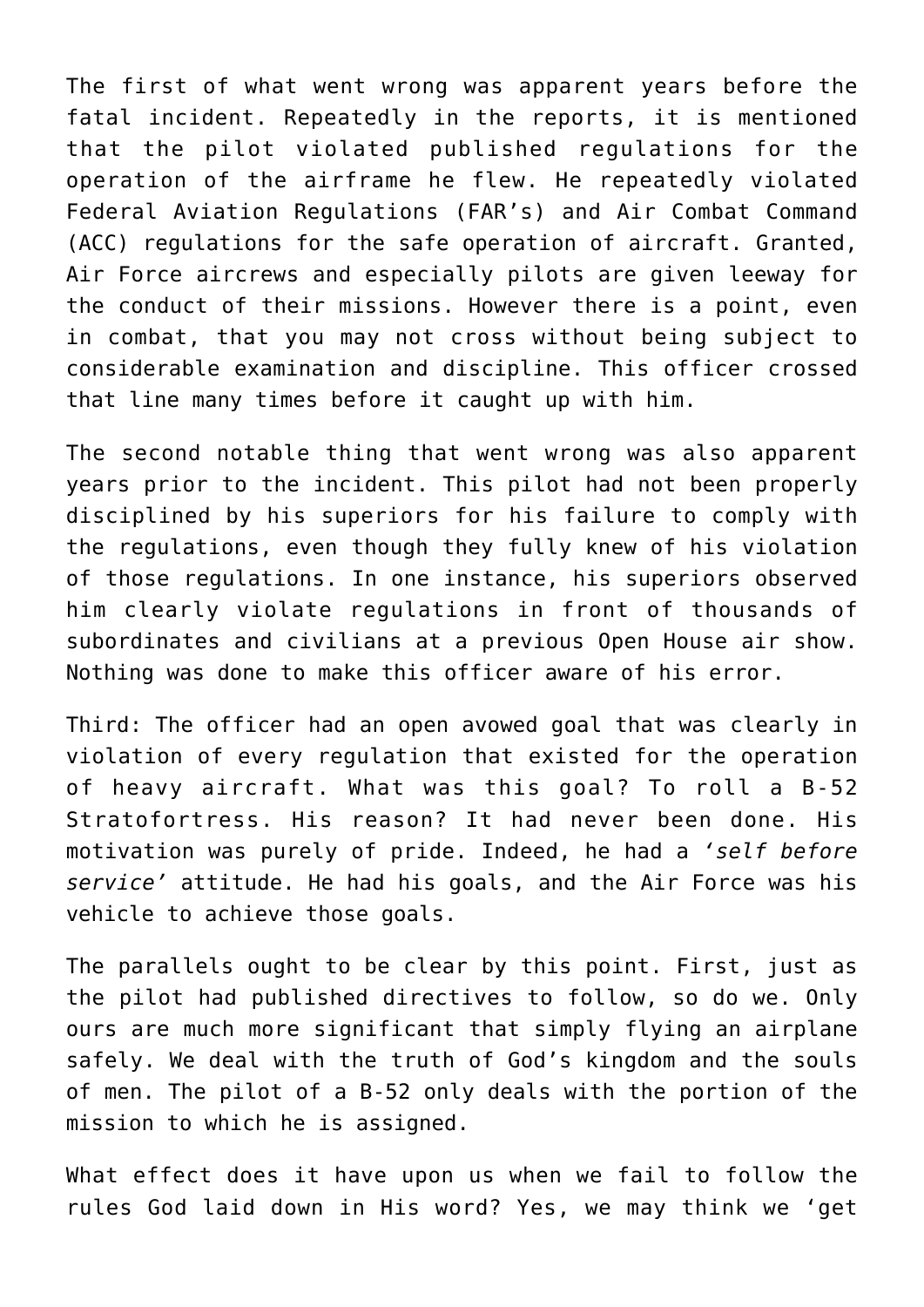The first of what went wrong was apparent years before the fatal incident. Repeatedly in the reports, it is mentioned that the pilot violated published regulations for the operation of the airframe he flew. He repeatedly violated Federal Aviation Regulations (FAR's) and Air Combat Command (ACC) regulations for the safe operation of aircraft. Granted, Air Force aircrews and especially pilots are given leeway for the conduct of their missions. However there is a point, even in combat, that you may not cross without being subject to considerable examination and discipline. This officer crossed that line many times before it caught up with him.

The second notable thing that went wrong was also apparent years prior to the incident. This pilot had not been properly disciplined by his superiors for his failure to comply with the regulations, even though they fully knew of his violation of those regulations. In one instance, his superiors observed him clearly violate regulations in front of thousands of subordinates and civilians at a previous Open House air show. Nothing was done to make this officer aware of his error.

Third: The officer had an open avowed goal that was clearly in violation of every regulation that existed for the operation of heavy aircraft. What was this goal? To roll a B-52 Stratofortress. His reason? It had never been done. His motivation was purely of pride. Indeed, he had a *'self before service'* attitude. He had his goals, and the Air Force was his vehicle to achieve those goals.

The parallels ought to be clear by this point. First, just as the pilot had published directives to follow, so do we. Only ours are much more significant that simply flying an airplane safely. We deal with the truth of God's kingdom and the souls of men. The pilot of a B-52 only deals with the portion of the mission to which he is assigned.

What effect does it have upon us when we fail to follow the rules God laid down in His word? Yes, we may think we 'get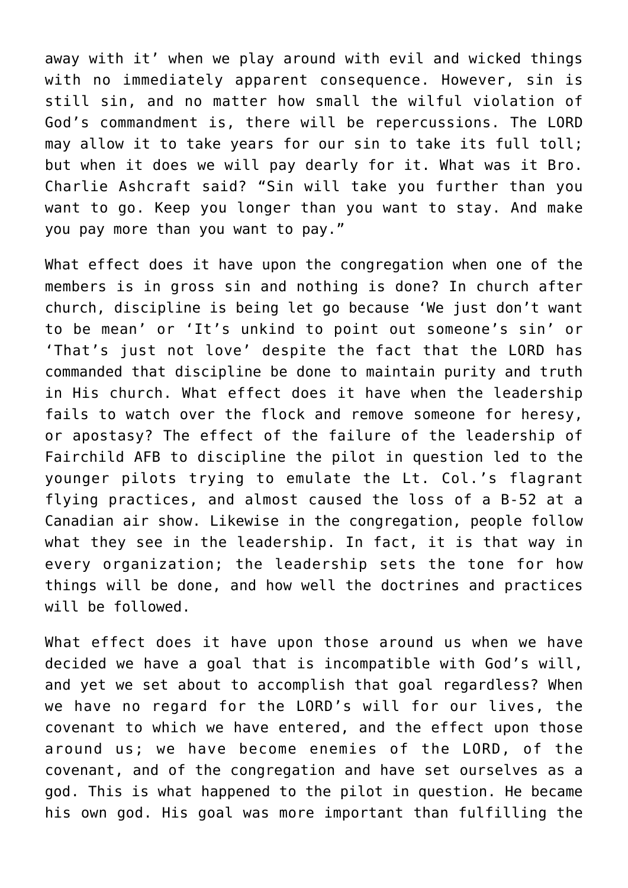away with it' when we play around with evil and wicked things with no immediately apparent consequence. However, sin is still sin, and no matter how small the wilful violation of God's commandment is, there will be repercussions. The LORD may allow it to take years for our sin to take its full toll; but when it does we will pay dearly for it. What was it Bro. Charlie Ashcraft said? "Sin will take you further than you want to go. Keep you longer than you want to stay. And make you pay more than you want to pay."

What effect does it have upon the congregation when one of the members is in gross sin and nothing is done? In church after church, discipline is being let go because 'We just don't want to be mean' or 'It's unkind to point out someone's sin' or 'That's just not love' despite the fact that the LORD has commanded that discipline be done to maintain purity and truth in His church. What effect does it have when the leadership fails to watch over the flock and remove someone for heresy, or apostasy? The effect of the failure of the leadership of Fairchild AFB to discipline the pilot in question led to the younger pilots trying to emulate the Lt. Col.'s flagrant flying practices, and almost caused the loss of a B-52 at a Canadian air show. Likewise in the congregation, people follow what they see in the leadership. In fact, it is that way in every organization; the leadership sets the tone for how things will be done, and how well the doctrines and practices will be followed.

What effect does it have upon those around us when we have decided we have a goal that is incompatible with God's will, and yet we set about to accomplish that goal regardless? When we have no regard for the LORD's will for our lives, the covenant to which we have entered, and the effect upon those around us; we have become enemies of the LORD, of the covenant, and of the congregation and have set ourselves as a god. This is what happened to the pilot in question. He became his own god. His goal was more important than fulfilling the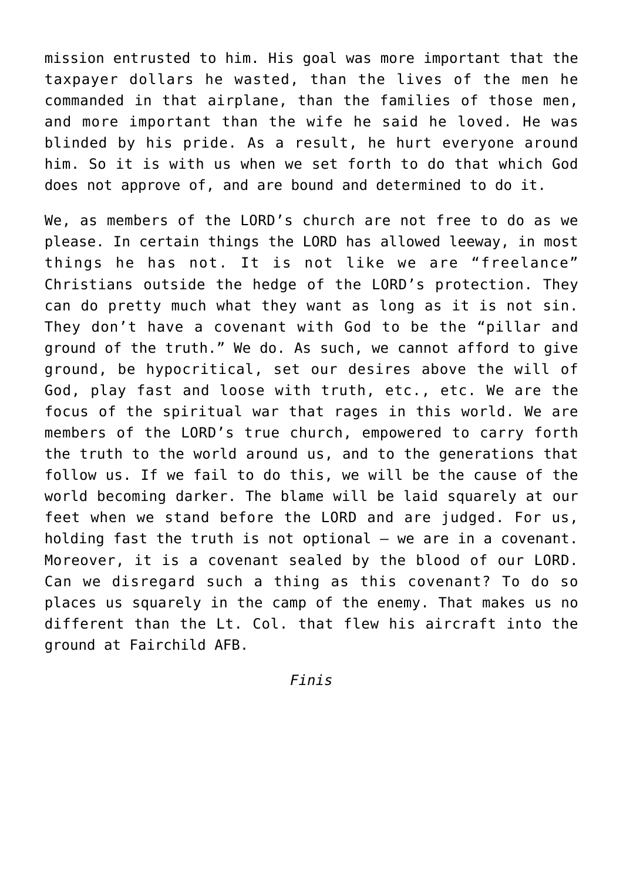mission entrusted to him. His goal was more important that the taxpayer dollars he wasted, than the lives of the men he commanded in that airplane, than the families of those men, and more important than the wife he said he loved. He was blinded by his pride. As a result, he hurt everyone around him. So it is with us when we set forth to do that which God does not approve of, and are bound and determined to do it.

We, as members of the LORD's church are not free to do as we please. In certain things the LORD has allowed leeway, in most things he has not. It is not like we are "freelance" Christians outside the hedge of the LORD's protection. They can do pretty much what they want as long as it is not sin. They don't have a covenant with God to be the "pillar and ground of the truth." We do. As such, we cannot afford to give ground, be hypocritical, set our desires above the will of God, play fast and loose with truth, etc., etc. We are the focus of the spiritual war that rages in this world. We are members of the LORD's true church, empowered to carry forth the truth to the world around us, and to the generations that follow us. If we fail to do this, we will be the cause of the world becoming darker. The blame will be laid squarely at our feet when we stand before the LORD and are judged. For us, holding fast the truth is not optional – we are in a covenant. Moreover, it is a covenant sealed by the blood of our LORD. Can we disregard such a thing as this covenant? To do so places us squarely in the camp of the enemy. That makes us no different than the Lt. Col. that flew his aircraft into the ground at Fairchild AFB.

*Finis*